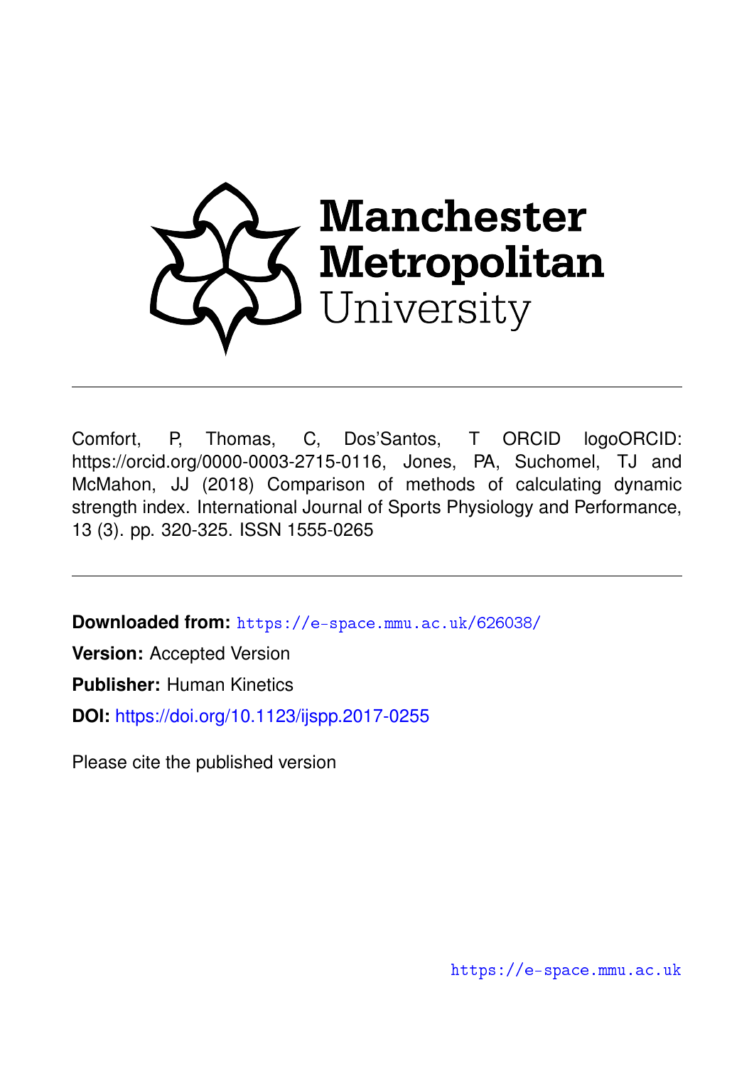Manchester Metropolitan University

Comfort, P, Thomas, C, Dos'Santos, T ORCID logoORCID: https://orcid.org/0000-0003-2715-0116, Jones, PA, Suchomel, TJ and McMahon, JJ (2018) Comparison of methods of calculating dynamic strength index. International Journal of Sports Physiology and Performance, 13 (3). pp. 320-325. ISSN 1555-0265

**Downloaded from:** https://e-space.mmu.ac.uk/626038/

**Version:** Accepted Version

**Publisher:** Human Kinetics

**DOI:** https://doi.org/10.1123/ijspp.2017-0255

Please cite the published version

https://e-space.mmu.ac.uk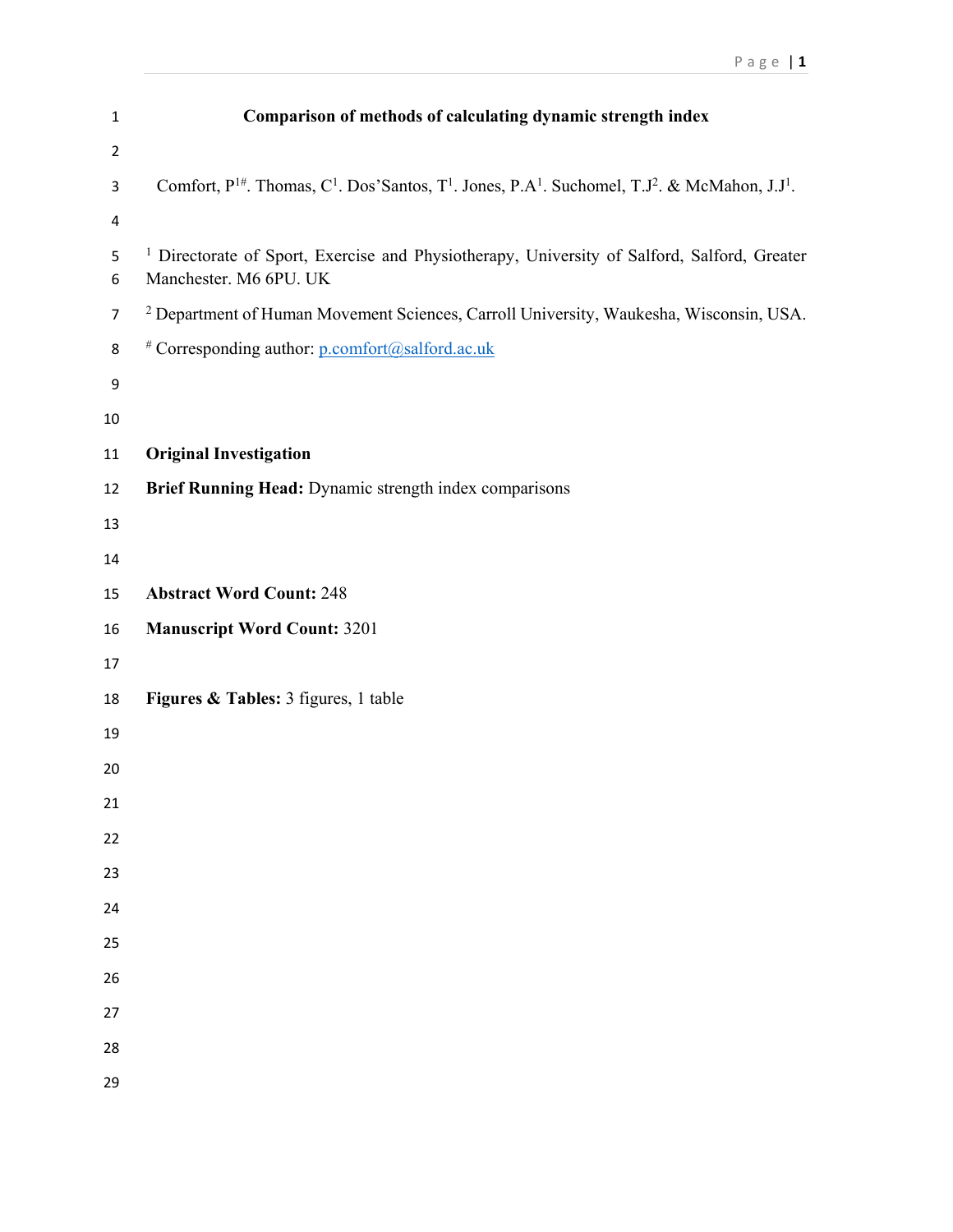# Comparison of methods of calculating dynamic strength index

Comfort, P[1#]. Thomas, C[1]. Dos'Santos, T[1]. Jones, P.A[1]. Suchomel, T.J[2]. & McMahon, J.J[1].

[1] Directorate of Sport, Exercise and Physiotherapy, University of Salford, Salford, Greater Manchester. M6 6PU. UK

[2] Department of Human Movement Sciences, Carroll University, Waukesha, Wisconsin, USA.

[#] Corresponding author: p.comfort@salford.ac.uk

**Original Investigation**

**Brief Running Head:** Dynamic strength index comparisons

**Abstract Word Count:** 248

**Manuscript Word Count:** 3201

**Figures & Tables:** 3 figures, 1 table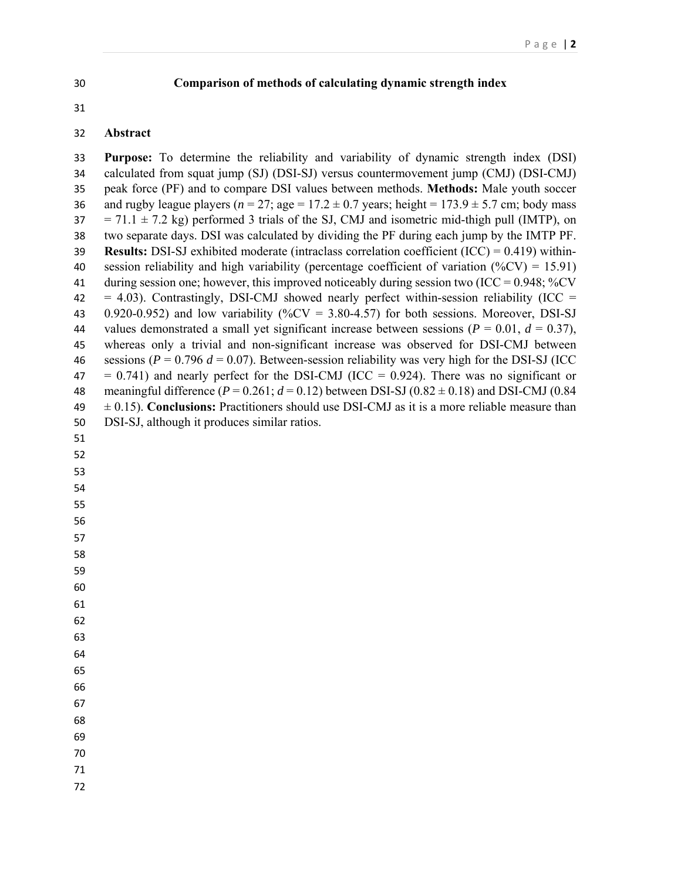# Comparison of methods of calculating dynamic strength index

## Abstract

**Purpose:** To determine the reliability and variability of dynamic strength index (DSI) calculated from squat jump (SJ) (DSI-SJ) versus countermovement jump (CMJ) (DSI-CMJ) peak force (PF) and to compare DSI values between methods. **Methods:** Male youth soccer and rugby league players ($n$ = 27; age = 17.2 ± 0.7 years; height = 173.9 ± 5.7 cm; body mass = 71.1 ± 7.2 kg) performed 3 trials of the SJ, CMJ and isometric mid-thigh pull (IMTP), on two separate days. DSI was calculated by dividing the PF during each jump by the IMTP PF. **Results:** DSI-SJ exhibited moderate (intraclass correlation coefficient (ICC) = 0.419) within-session reliability and high variability (percentage coefficient of variation (%CV) = 15.91) during session one; however, this improved noticeably during session two (ICC = 0.948; %CV = 4.03). Contrastingly, DSI-CMJ showed nearly perfect within-session reliability (ICC = 0.920-0.952) and low variability (%CV = 3.80-4.57) for both sessions. Moreover, DSI-SJ values demonstrated a small yet significant increase between sessions ($P$ = 0.01, $d$ = 0.37), whereas only a trivial and non-significant increase was observed for DSI-CMJ between sessions ($P$ = 0.796 $d$ = 0.07). Between-session reliability was very high for the DSI-SJ (ICC = 0.741) and nearly perfect for the DSI-CMJ (ICC = 0.924). There was no significant or meaningful difference ($P$ = 0.261; $d$ = 0.12) between DSI-SJ (0.82 ± 0.18) and DSI-CMJ (0.84 ± 0.15). **Conclusions:** Practitioners should use DSI-CMJ as it is a more reliable measure than DSI-SJ, although it produces similar ratios.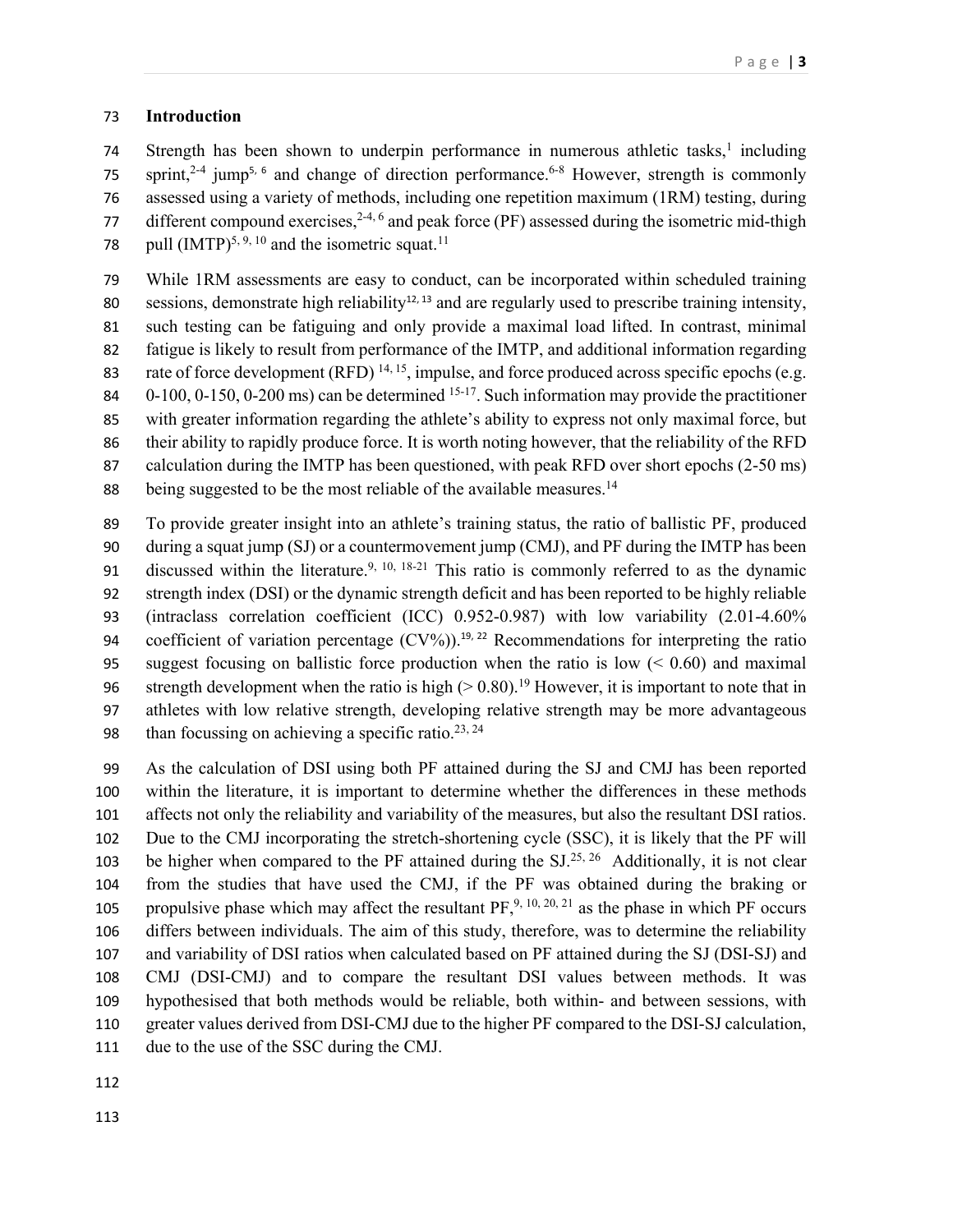## Introduction

Strength has been shown to underpin performance in numerous athletic tasks,[1] including sprint,[2-4] jump[5, 6] and change of direction performance.[6-8] However, strength is commonly assessed using a variety of methods, including one repetition maximum (1RM) testing, during different compound exercises,[2-4, 6] and peak force (PF) assessed during the isometric mid-thigh pull (IMTP)[5, 9, 10] and the isometric squat.[11]

While 1RM assessments are easy to conduct, can be incorporated within scheduled training sessions, demonstrate high reliability[12, 13] and are regularly used to prescribe training intensity, such testing can be fatiguing and only provide a maximal load lifted. In contrast, minimal fatigue is likely to result from performance of the IMTP, and additional information regarding rate of force development (RFD) [14, 15], impulse, and force produced across specific epochs (e.g. 0-100, 0-150, 0-200 ms) can be determined [15-17]. Such information may provide the practitioner with greater information regarding the athlete's ability to express not only maximal force, but their ability to rapidly produce force. It is worth noting however, that the reliability of the RFD calculation during the IMTP has been questioned, with peak RFD over short epochs (2-50 ms) being suggested to be the most reliable of the available measures.[14]

To provide greater insight into an athlete's training status, the ratio of ballistic PF, produced during a squat jump (SJ) or a countermovement jump (CMJ), and PF during the IMTP has been discussed within the literature.[9, 10, 18-21] This ratio is commonly referred to as the dynamic strength index (DSI) or the dynamic strength deficit and has been reported to be highly reliable (intraclass correlation coefficient (ICC) 0.952-0.987) with low variability (2.01-4.60% coefficient of variation percentage (CV%)).[19, 22] Recommendations for interpreting the ratio suggest focusing on ballistic force production when the ratio is low (< 0.60) and maximal strength development when the ratio is high (> 0.80).[19] However, it is important to note that in athletes with low relative strength, developing relative strength may be more advantageous than focussing on achieving a specific ratio.[23, 24]

As the calculation of DSI using both PF attained during the SJ and CMJ has been reported within the literature, it is important to determine whether the differences in these methods affects not only the reliability and variability of the measures, but also the resultant DSI ratios. Due to the CMJ incorporating the stretch-shortening cycle (SSC), it is likely that the PF will be higher when compared to the PF attained during the SJ.[25, 26] Additionally, it is not clear from the studies that have used the CMJ, if the PF was obtained during the braking or propulsive phase which may affect the resultant PF,[9, 10, 20, 21] as the phase in which PF occurs differs between individuals. The aim of this study, therefore, was to determine the reliability and variability of DSI ratios when calculated based on PF attained during the SJ (DSI-SJ) and CMJ (DSI-CMJ) and to compare the resultant DSI values between methods. It was hypothesised that both methods would be reliable, both within- and between sessions, with greater values derived from DSI-CMJ due to the higher PF compared to the DSI-SJ calculation, due to the use of the SSC during the CMJ.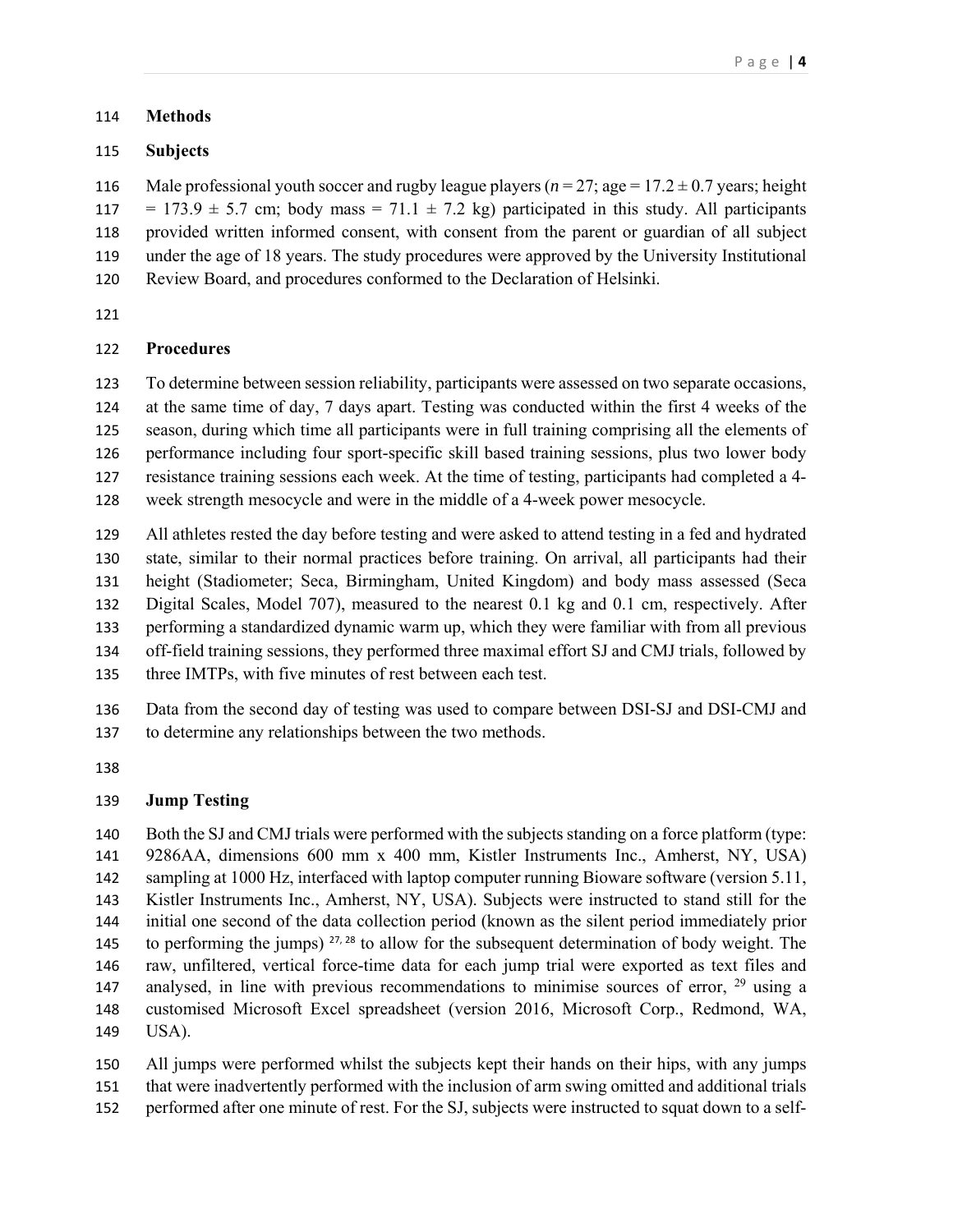## Methods

### Subjects

Male professional youth soccer and rugby league players ($n = 27$; age = 17.2 ± 0.7 years; height = 173.9 ± 5.7 cm; body mass = 71.1 ± 7.2 kg) participated in this study. All participants provided written informed consent, with consent from the parent or guardian of all subject under the age of 18 years. The study procedures were approved by the University Institutional Review Board, and procedures conformed to the Declaration of Helsinki.

### Procedures

To determine between session reliability, participants were assessed on two separate occasions, at the same time of day, 7 days apart. Testing was conducted within the first 4 weeks of the season, during which time all participants were in full training comprising all the elements of performance including four sport-specific skill based training sessions, plus two lower body resistance training sessions each week. At the time of testing, participants had completed a 4-week strength mesocycle and were in the middle of a 4-week power mesocycle.

All athletes rested the day before testing and were asked to attend testing in a fed and hydrated state, similar to their normal practices before training. On arrival, all participants had their height (Stadiometer; Seca, Birmingham, United Kingdom) and body mass assessed (Seca Digital Scales, Model 707), measured to the nearest 0.1 kg and 0.1 cm, respectively. After performing a standardized dynamic warm up, which they were familiar with from all previous off-field training sessions, they performed three maximal effort SJ and CMJ trials, followed by three IMTPs, with five minutes of rest between each test.

Data from the second day of testing was used to compare between DSI-SJ and DSI-CMJ and to determine any relationships between the two methods.

### Jump Testing

Both the SJ and CMJ trials were performed with the subjects standing on a force platform (type: 9286AA, dimensions 600 mm x 400 mm, Kistler Instruments Inc., Amherst, NY, USA) sampling at 1000 Hz, interfaced with laptop computer running Bioware software (version 5.11, Kistler Instruments Inc., Amherst, NY, USA). Subjects were instructed to stand still for the initial one second of the data collection period (known as the silent period immediately prior to performing the jumps) [27, 28] to allow for the subsequent determination of body weight. The raw, unfiltered, vertical force-time data for each jump trial were exported as text files and analysed, in line with previous recommendations to minimise sources of error, [29] using a customised Microsoft Excel spreadsheet (version 2016, Microsoft Corp., Redmond, WA, USA).

All jumps were performed whilst the subjects kept their hands on their hips, with any jumps that were inadvertently performed with the inclusion of arm swing omitted and additional trials performed after one minute of rest. For the SJ, subjects were instructed to squat down to a self-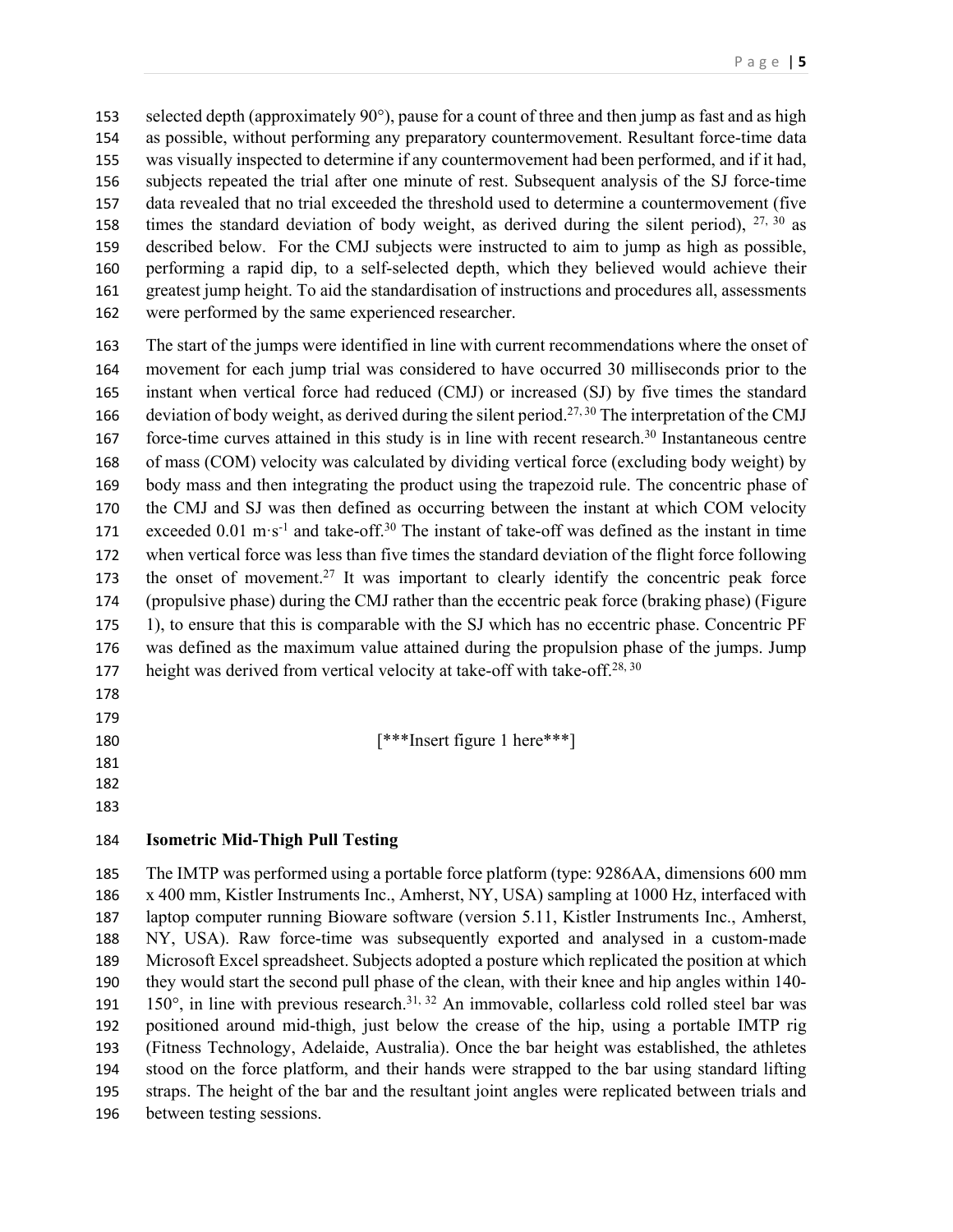selected depth (approximately 90°), pause for a count of three and then jump as fast and as high as possible, without performing any preparatory countermovement. Resultant force-time data was visually inspected to determine if any countermovement had been performed, and if it had, subjects repeated the trial after one minute of rest. Subsequent analysis of the SJ force-time data revealed that no trial exceeded the threshold used to determine a countermovement (five times the standard deviation of body weight, as derived during the silent period), [27, 30] as described below. For the CMJ subjects were instructed to aim to jump as high as possible, performing a rapid dip, to a self-selected depth, which they believed would achieve their greatest jump height. To aid the standardisation of instructions and procedures all, assessments were performed by the same experienced researcher.

The start of the jumps were identified in line with current recommendations where the onset of movement for each jump trial was considered to have occurred 30 milliseconds prior to the instant when vertical force had reduced (CMJ) or increased (SJ) by five times the standard deviation of body weight, as derived during the silent period.[27, 30] The interpretation of the CMJ force-time curves attained in this study is in line with recent research.[30] Instantaneous centre of mass (COM) velocity was calculated by dividing vertical force (excluding body weight) by body mass and then integrating the product using the trapezoid rule. The concentric phase of the CMJ and SJ was then defined as occurring between the instant at which COM velocity exceeded 0.01 $m \cdot s^{-1}$ and take-off.[30] The instant of take-off was defined as the instant in time when vertical force was less than five times the standard deviation of the flight force following the onset of movement.[27] It was important to clearly identify the concentric peak force (propulsive phase) during the CMJ rather than the eccentric peak force (braking phase) (Figure 1), to ensure that this is comparable with the SJ which has no eccentric phase. Concentric PF was defined as the maximum value attained during the propulsion phase of the jumps. Jump height was derived from vertical velocity at take-off with take-off.[28, 30]

[***Insert figure 1 here***]

**Isometric Mid-Thigh Pull Testing**

The IMTP was performed using a portable force platform (type: 9286AA, dimensions 600 mm x 400 mm, Kistler Instruments Inc., Amherst, NY, USA) sampling at 1000 Hz, interfaced with laptop computer running Bioware software (version 5.11, Kistler Instruments Inc., Amherst, NY, USA). Raw force-time was subsequently exported and analysed in a custom-made Microsoft Excel spreadsheet. Subjects adopted a posture which replicated the position at which they would start the second pull phase of the clean, with their knee and hip angles within 140-150°, in line with previous research.[31, 32] An immovable, collarless cold rolled steel bar was positioned around mid-thigh, just below the crease of the hip, using a portable IMTP rig (Fitness Technology, Adelaide, Australia). Once the bar height was established, the athletes stood on the force platform, and their hands were strapped to the bar using standard lifting straps. The height of the bar and the resultant joint angles were replicated between trials and between testing sessions.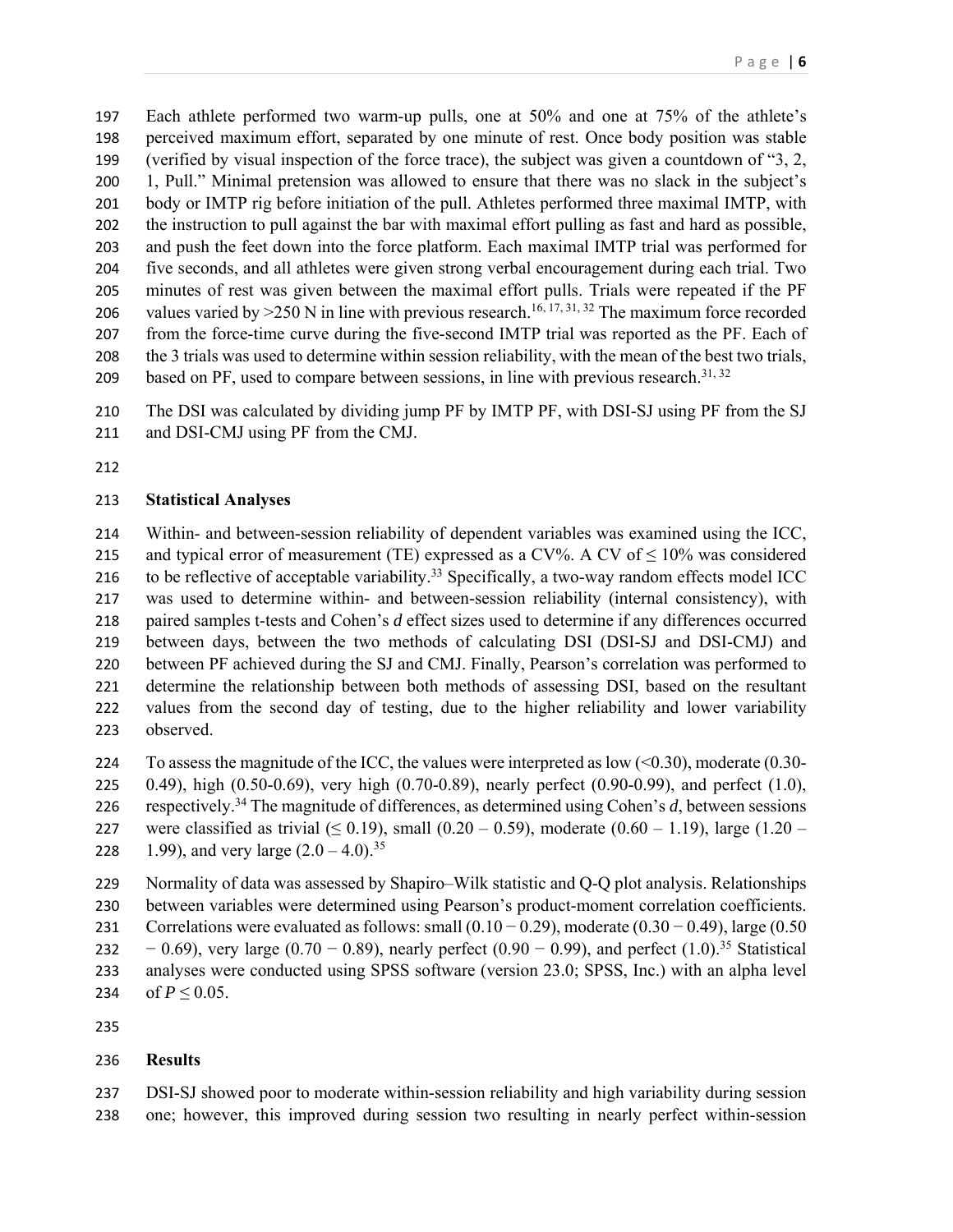Each athlete performed two warm-up pulls, one at 50% and one at 75% of the athlete's perceived maximum effort, separated by one minute of rest. Once body position was stable (verified by visual inspection of the force trace), the subject was given a countdown of "3, 2, 1, Pull." Minimal pretension was allowed to ensure that there was no slack in the subject's body or IMTP rig before initiation of the pull. Athletes performed three maximal IMTP, with the instruction to pull against the bar with maximal effort pulling as fast and hard as possible, and push the feet down into the force platform. Each maximal IMTP trial was performed for five seconds, and all athletes were given strong verbal encouragement during each trial. Two minutes of rest was given between the maximal effort pulls. Trials were repeated if the PF values varied by >250 N in line with previous research.[16, 17, 31, 32] The maximum force recorded from the force-time curve during the five-second IMTP trial was reported as the PF. Each of the 3 trials was used to determine within session reliability, with the mean of the best two trials, based on PF, used to compare between sessions, in line with previous research.[31, 32]

The DSI was calculated by dividing jump PF by IMTP PF, with DSI-SJ using PF from the SJ and DSI-CMJ using PF from the CMJ.

**Statistical Analyses**

Within- and between-session reliability of dependent variables was examined using the ICC, and typical error of measurement (TE) expressed as a CV%. A CV of ≤ 10% was considered to be reflective of acceptable variability.[33] Specifically, a two-way random effects model ICC was used to determine within- and between-session reliability (internal consistency), with paired samples t-tests and Cohen's *d* effect sizes used to determine if any differences occurred between days, between the two methods of calculating DSI (DSI-SJ and DSI-CMJ) and between PF achieved during the SJ and CMJ. Finally, Pearson's correlation was performed to determine the relationship between both methods of assessing DSI, based on the resultant values from the second day of testing, due to the higher reliability and lower variability observed.

To assess the magnitude of the ICC, the values were interpreted as low (<0.30), moderate (0.30-0.49), high (0.50-0.69), very high (0.70-0.89), nearly perfect (0.90-0.99), and perfect (1.0), respectively.[34] The magnitude of differences, as determined using Cohen's *d*, between sessions were classified as trivial (≤ 0.19), small (0.20 – 0.59), moderate (0.60 – 1.19), large (1.20 – 1.99), and very large (2.0 – 4.0).[35]

Normality of data was assessed by Shapiro–Wilk statistic and Q-Q plot analysis. Relationships between variables were determined using Pearson's product-moment correlation coefficients. Correlations were evaluated as follows: small (0.10 − 0.29), moderate (0.30 − 0.49), large (0.50 − 0.69), very large (0.70 − 0.89), nearly perfect (0.90 − 0.99), and perfect (1.0).[35] Statistical analyses were conducted using SPSS software (version 23.0; SPSS, Inc.) with an alpha level of $P \leq 0.05$.

**Results**

DSI-SJ showed poor to moderate within-session reliability and high variability during session one; however, this improved during session two resulting in nearly perfect within-session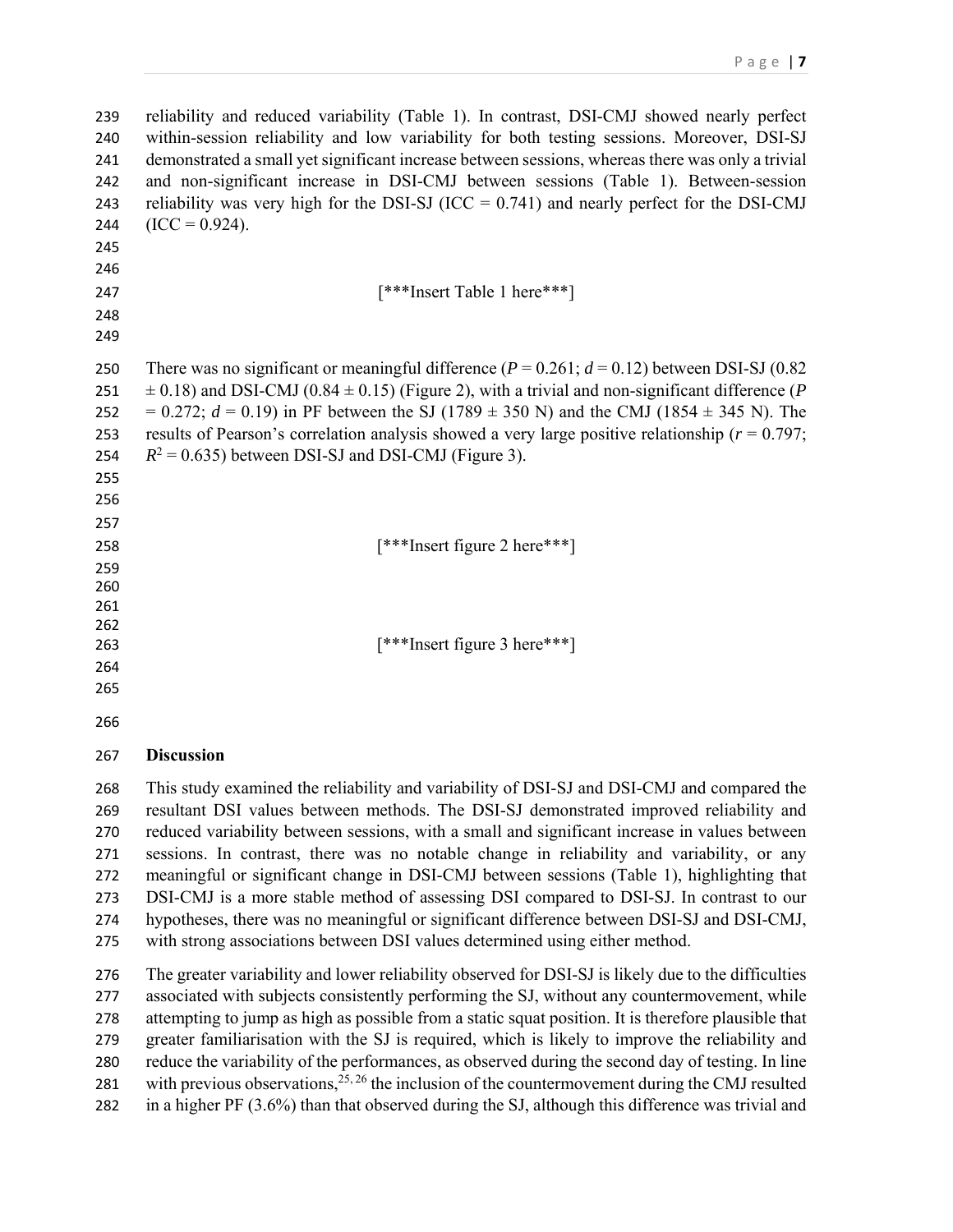reliability and reduced variability (Table 1). In contrast, DSI-CMJ showed nearly perfect within-session reliability and low variability for both testing sessions. Moreover, DSI-SJ demonstrated a small yet significant increase between sessions, whereas there was only a trivial and non-significant increase in DSI-CMJ between sessions (Table 1). Between-session reliability was very high for the DSI-SJ (ICC = 0.741) and nearly perfect for the DSI-CMJ (ICC = 0.924).

[***Insert Table 1 here***]

There was no significant or meaningful difference ($P$ = 0.261; $d$ = 0.12) between DSI-SJ (0.82 ± 0.18) and DSI-CMJ (0.84 ± 0.15) (Figure 2), with a trivial and non-significant difference ($P$ = 0.272; $d$ = 0.19) in PF between the SJ (1789 ± 350 N) and the CMJ (1854 ± 345 N). The results of Pearson's correlation analysis showed a very large positive relationship ($r$ = 0.797; $R^2$ = 0.635) between DSI-SJ and DSI-CMJ (Figure 3).

[***Insert figure 2 here***]

[***Insert figure 3 here***]

**Discussion**

This study examined the reliability and variability of DSI-SJ and DSI-CMJ and compared the resultant DSI values between methods. The DSI-SJ demonstrated improved reliability and reduced variability between sessions, with a small and significant increase in values between sessions. In contrast, there was no notable change in reliability and variability, or any meaningful or significant change in DSI-CMJ between sessions (Table 1), highlighting that DSI-CMJ is a more stable method of assessing DSI compared to DSI-SJ. In contrast to our hypotheses, there was no meaningful or significant difference between DSI-SJ and DSI-CMJ, with strong associations between DSI values determined using either method.

The greater variability and lower reliability observed for DSI-SJ is likely due to the difficulties associated with subjects consistently performing the SJ, without any countermovement, while attempting to jump as high as possible from a static squat position. It is therefore plausible that greater familiarisation with the SJ is required, which is likely to improve the reliability and reduce the variability of the performances, as observed during the second day of testing. In line with previous observations,[25, 26] the inclusion of the countermovement during the CMJ resulted in a higher PF (3.6%) than that observed during the SJ, although this difference was trivial and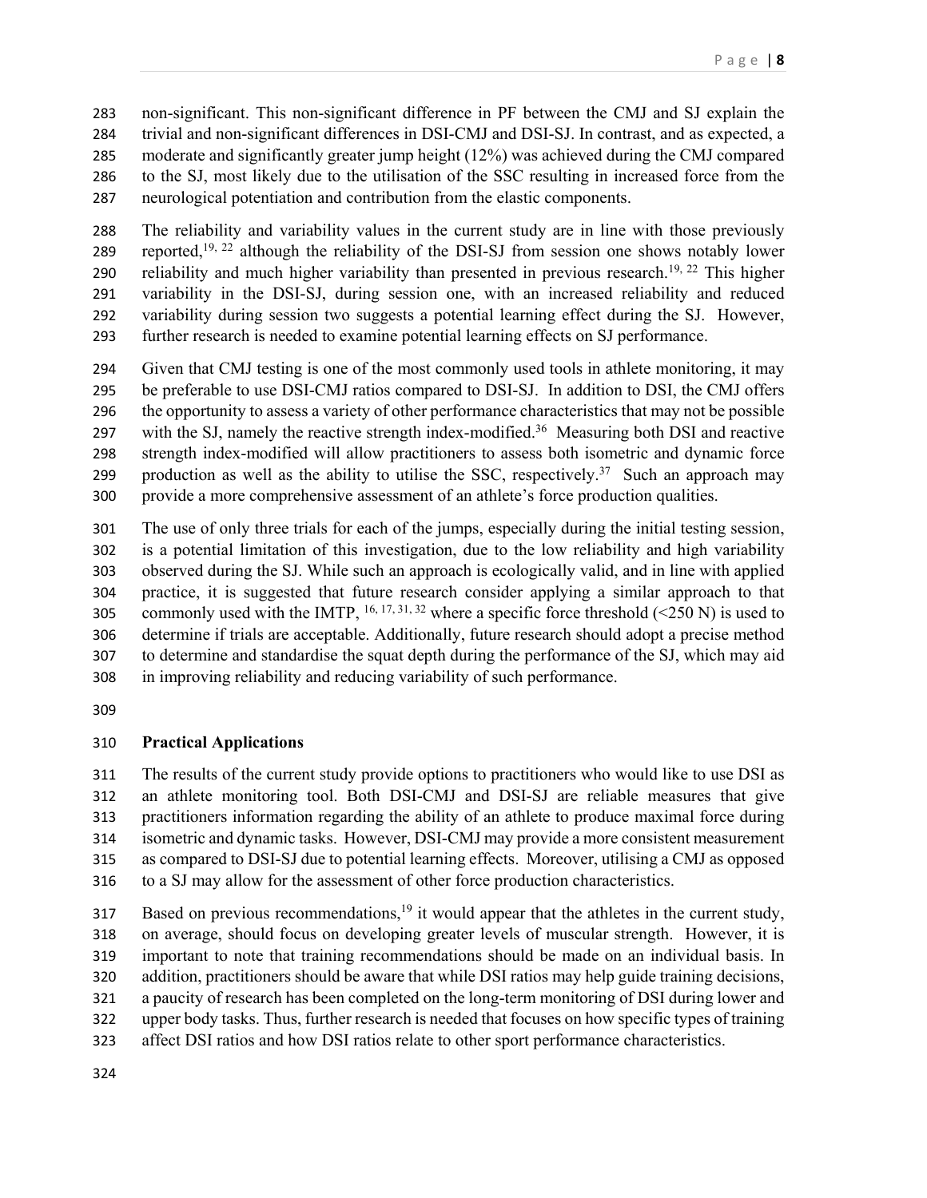non-significant. This non-significant difference in PF between the CMJ and SJ explain the trivial and non-significant differences in DSI-CMJ and DSI-SJ. In contrast, and as expected, a moderate and significantly greater jump height (12%) was achieved during the CMJ compared to the SJ, most likely due to the utilisation of the SSC resulting in increased force from the neurological potentiation and contribution from the elastic components.

The reliability and variability values in the current study are in line with those previously reported,[19, 22] although the reliability of the DSI-SJ from session one shows notably lower reliability and much higher variability than presented in previous research.[19, 22] This higher variability in the DSI-SJ, during session one, with an increased reliability and reduced variability during session two suggests a potential learning effect during the SJ. However, further research is needed to examine potential learning effects on SJ performance.

Given that CMJ testing is one of the most commonly used tools in athlete monitoring, it may be preferable to use DSI-CMJ ratios compared to DSI-SJ. In addition to DSI, the CMJ offers the opportunity to assess a variety of other performance characteristics that may not be possible with the SJ, namely the reactive strength index-modified.[36] Measuring both DSI and reactive strength index-modified will allow practitioners to assess both isometric and dynamic force production as well as the ability to utilise the SSC, respectively.[37] Such an approach may provide a more comprehensive assessment of an athlete's force production qualities.

The use of only three trials for each of the jumps, especially during the initial testing session, is a potential limitation of this investigation, due to the low reliability and high variability observed during the SJ. While such an approach is ecologically valid, and in line with applied practice, it is suggested that future research consider applying a similar approach to that commonly used with the IMTP,[16, 17, 31, 32] where a specific force threshold (<250 N) is used to determine if trials are acceptable. Additionally, future research should adopt a precise method to determine and standardise the squat depth during the performance of the SJ, which may aid in improving reliability and reducing variability of such performance.

## Practical Applications

The results of the current study provide options to practitioners who would like to use DSI as an athlete monitoring tool. Both DSI-CMJ and DSI-SJ are reliable measures that give practitioners information regarding the ability of an athlete to produce maximal force during isometric and dynamic tasks. However, DSI-CMJ may provide a more consistent measurement as compared to DSI-SJ due to potential learning effects. Moreover, utilising a CMJ as opposed to a SJ may allow for the assessment of other force production characteristics.

Based on previous recommendations,[19] it would appear that the athletes in the current study, on average, should focus on developing greater levels of muscular strength. However, it is important to note that training recommendations should be made on an individual basis. In addition, practitioners should be aware that while DSI ratios may help guide training decisions, a paucity of research has been completed on the long-term monitoring of DSI during lower and upper body tasks. Thus, further research is needed that focuses on how specific types of training affect DSI ratios and how DSI ratios relate to other sport performance characteristics.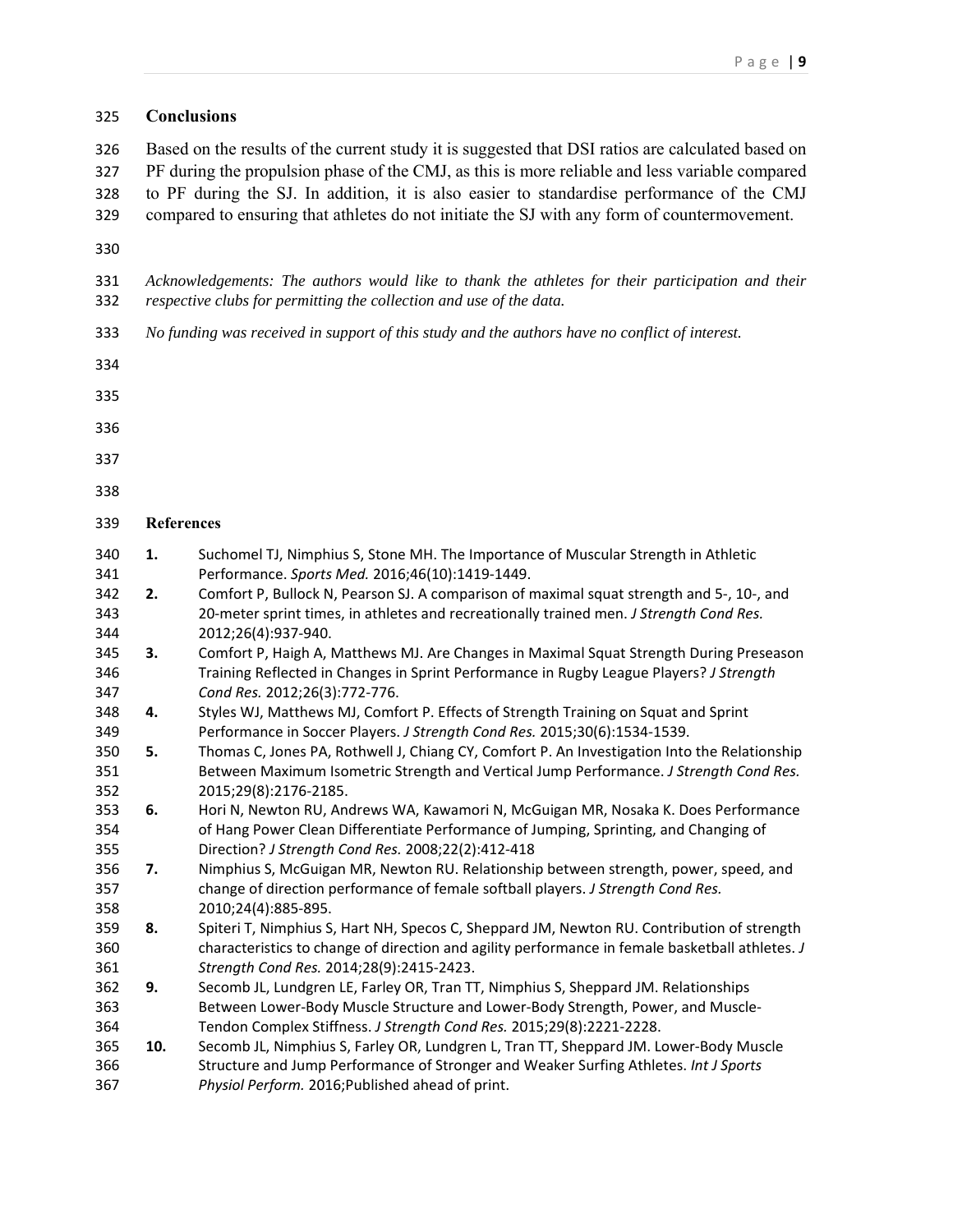## Conclusions

Based on the results of the current study it is suggested that DSI ratios are calculated based on PF during the propulsion phase of the CMJ, as this is more reliable and less variable compared to PF during the SJ. In addition, it is also easier to standardise performance of the CMJ compared to ensuring that athletes do not initiate the SJ with any form of countermovement.

*Acknowledgements: The authors would like to thank the athletes for their participation and their respective clubs for permitting the collection and use of the data.*

*No funding was received in support of this study and the authors have no conflict of interest.*

## References

1. Suchomel TJ, Nimphius S, Stone MH. The Importance of Muscular Strength in Athletic Performance. *Sports Med.* 2016;46(10):1419-1449.
2. Comfort P, Bullock N, Pearson SJ. A comparison of maximal squat strength and 5-, 10-, and 20-meter sprint times, in athletes and recreationally trained men. *J Strength Cond Res.* 2012;26(4):937-940.
3. Comfort P, Haigh A, Matthews MJ. Are Changes in Maximal Squat Strength During Preseason Training Reflected in Changes in Sprint Performance in Rugby League Players? *J Strength Cond Res.* 2012;26(3):772-776.
4. Styles WJ, Matthews MJ, Comfort P. Effects of Strength Training on Squat and Sprint Performance in Soccer Players. *J Strength Cond Res.* 2015;30(6):1534-1539.
5. Thomas C, Jones PA, Rothwell J, Chiang CY, Comfort P. An Investigation Into the Relationship Between Maximum Isometric Strength and Vertical Jump Performance. *J Strength Cond Res.* 2015;29(8):2176-2185.
6. Hori N, Newton RU, Andrews WA, Kawamori N, McGuigan MR, Nosaka K. Does Performance of Hang Power Clean Differentiate Performance of Jumping, Sprinting, and Changing of Direction? *J Strength Cond Res.* 2008;22(2):412-418
7. Nimphius S, McGuigan MR, Newton RU. Relationship between strength, power, speed, and change of direction performance of female softball players. *J Strength Cond Res.* 2010;24(4):885-895.
8. Spiteri T, Nimphius S, Hart NH, Specos C, Sheppard JM, Newton RU. Contribution of strength characteristics to change of direction and agility performance in female basketball athletes. *J Strength Cond Res.* 2014;28(9):2415-2423.
9. Secomb JL, Lundgren LE, Farley OR, Tran TT, Nimphius S, Sheppard JM. Relationships Between Lower-Body Muscle Structure and Lower-Body Strength, Power, and Muscle-Tendon Complex Stiffness. *J Strength Cond Res.* 2015;29(8):2221-2228.
10. Secomb JL, Nimphius S, Farley OR, Lundgren L, Tran TT, Sheppard JM. Lower-Body Muscle Structure and Jump Performance of Stronger and Weaker Surfing Athletes. *Int J Sports Physiol Perform.* 2016;Published ahead of print.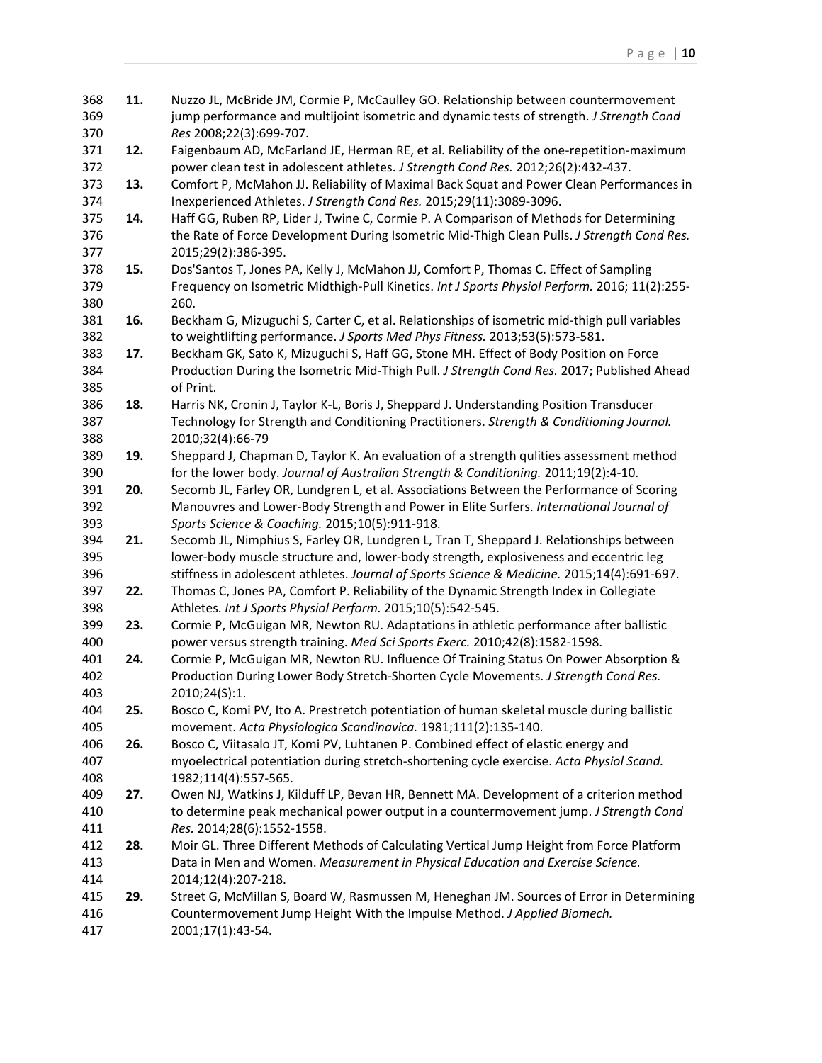11. Nuzzo JL, McBride JM, Cormie P, McCaulley GO. Relationship between countermovement jump performance and multijoint isometric and dynamic tests of strength. *J Strength Cond Res* 2008;22(3):699-707.
12. Faigenbaum AD, McFarland JE, Herman RE, et al. Reliability of the one-repetition-maximum power clean test in adolescent athletes. *J Strength Cond Res.* 2012;26(2):432-437.
13. Comfort P, McMahon JJ. Reliability of Maximal Back Squat and Power Clean Performances in Inexperienced Athletes. *J Strength Cond Res.* 2015;29(11):3089-3096.
14. Haff GG, Ruben RP, Lider J, Twine C, Cormie P. A Comparison of Methods for Determining the Rate of Force Development During Isometric Mid-Thigh Clean Pulls. *J Strength Cond Res.* 2015;29(2):386-395.
15. Dos'Santos T, Jones PA, Kelly J, McMahon JJ, Comfort P, Thomas C. Effect of Sampling Frequency on Isometric Midthigh-Pull Kinetics. *Int J Sports Physiol Perform.* 2016; 11(2):255-260.
16. Beckham G, Mizuguchi S, Carter C, et al. Relationships of isometric mid-thigh pull variables to weightlifting performance. *J Sports Med Phys Fitness.* 2013;53(5):573-581.
17. Beckham GK, Sato K, Mizuguchi S, Haff GG, Stone MH. Effect of Body Position on Force Production During the Isometric Mid-Thigh Pull. *J Strength Cond Res.* 2017; Published Ahead of Print.
18. Harris NK, Cronin J, Taylor K-L, Boris J, Sheppard J. Understanding Position Transducer Technology for Strength and Conditioning Practitioners. *Strength & Conditioning Journal.* 2010;32(4):66-79
19. Sheppard J, Chapman D, Taylor K. An evaluation of a strength qulities assessment method for the lower body. *Journal of Australian Strength & Conditioning.* 2011;19(2):4-10.
20. Secomb JL, Farley OR, Lundgren L, et al. Associations Between the Performance of Scoring Manouvres and Lower-Body Strength and Power in Elite Surfers. *International Journal of Sports Science & Coaching.* 2015;10(5):911-918.
21. Secomb JL, Nimphius S, Farley OR, Lundgren L, Tran T, Sheppard J. Relationships between lower-body muscle structure and, lower-body strength, explosiveness and eccentric leg stiffness in adolescent athletes. *Journal of Sports Science & Medicine.* 2015;14(4):691-697.
22. Thomas C, Jones PA, Comfort P. Reliability of the Dynamic Strength Index in Collegiate Athletes. *Int J Sports Physiol Perform.* 2015;10(5):542-545.
23. Cormie P, McGuigan MR, Newton RU. Adaptations in athletic performance after ballistic power versus strength training. *Med Sci Sports Exerc.* 2010;42(8):1582-1598.
24. Cormie P, McGuigan MR, Newton RU. Influence Of Training Status On Power Absorption & Production During Lower Body Stretch-Shorten Cycle Movements. *J Strength Cond Res.* 2010;24(S):1.
25. Bosco C, Komi PV, Ito A. Prestretch potentiation of human skeletal muscle during ballistic movement. *Acta Physiologica Scandinavica.* 1981;111(2):135-140.
26. Bosco C, Viitasalo JT, Komi PV, Luhtanen P. Combined effect of elastic energy and myoelectrical potentiation during stretch-shortening cycle exercise. *Acta Physiol Scand.* 1982;114(4):557-565.
27. Owen NJ, Watkins J, Kilduff LP, Bevan HR, Bennett MA. Development of a criterion method to determine peak mechanical power output in a countermovement jump. *J Strength Cond Res.* 2014;28(6):1552-1558.
28. Moir GL. Three Different Methods of Calculating Vertical Jump Height from Force Platform Data in Men and Women. *Measurement in Physical Education and Exercise Science.* 2014;12(4):207-218.
29. Street G, McMillan S, Board W, Rasmussen M, Heneghan JM. Sources of Error in Determining Countermovement Jump Height With the Impulse Method. *J Applied Biomech.* 2001;17(1):43-54.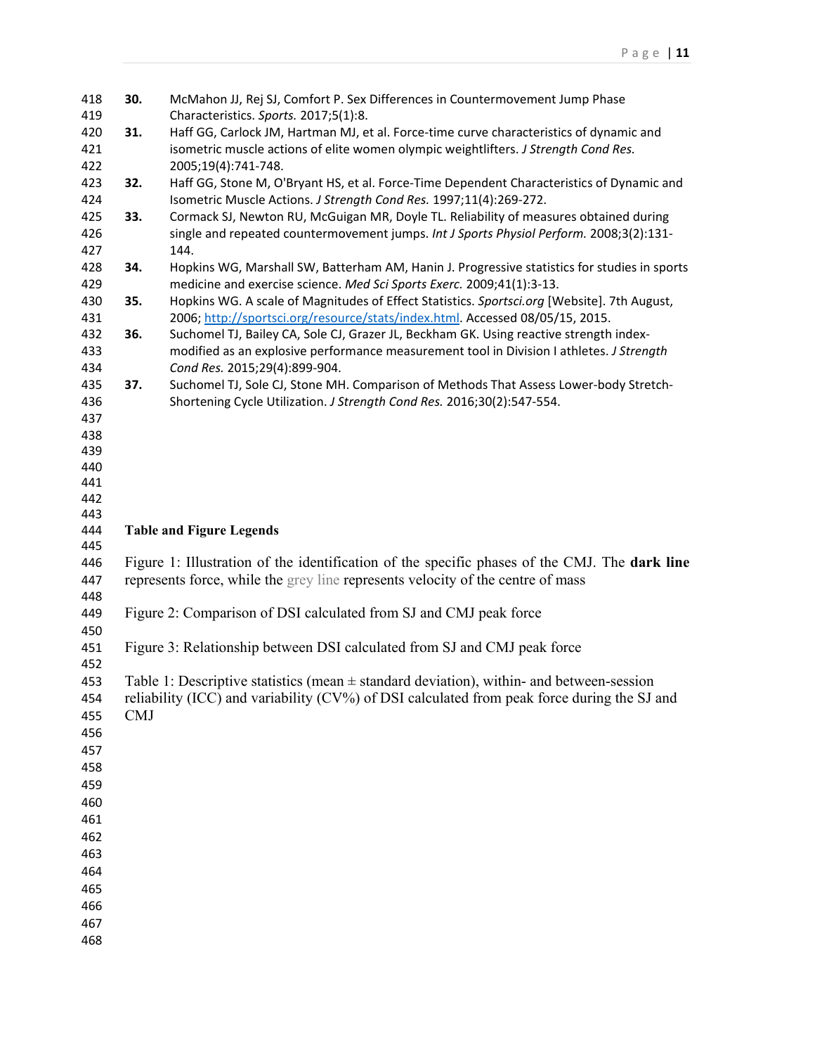30. McMahon JJ, Rej SJ, Comfort P. Sex Differences in Countermovement Jump Phase Characteristics. *Sports.* 2017;5(1):8.
31. Haff GG, Carlock JM, Hartman MJ, et al. Force-time curve characteristics of dynamic and isometric muscle actions of elite women olympic weightlifters. *J Strength Cond Res.* 2005;19(4):741-748.
32. Haff GG, Stone M, O'Bryant HS, et al. Force-Time Dependent Characteristics of Dynamic and Isometric Muscle Actions. *J Strength Cond Res.* 1997;11(4):269-272.
33. Cormack SJ, Newton RU, McGuigan MR, Doyle TL. Reliability of measures obtained during single and repeated countermovement jumps. *Int J Sports Physiol Perform.* 2008;3(2):131-144.
34. Hopkins WG, Marshall SW, Batterham AM, Hanin J. Progressive statistics for studies in sports medicine and exercise science. *Med Sci Sports Exerc.* 2009;41(1):3-13.
35. Hopkins WG. A scale of Magnitudes of Effect Statistics. *Sportsci.org* [Website]. 7th August, 2006; http://sportsci.org/resource/stats/index.html. Accessed 08/05/15, 2015.
36. Suchomel TJ, Bailey CA, Sole CJ, Grazer JL, Beckham GK. Using reactive strength index-modified as an explosive performance measurement tool in Division I athletes. *J Strength Cond Res.* 2015;29(4):899-904.
37. Suchomel TJ, Sole CJ, Stone MH. Comparison of Methods That Assess Lower-body Stretch-Shortening Cycle Utilization. *J Strength Cond Res.* 2016;30(2):547-554.

## Table and Figure Legends

Figure 1: Illustration of the identification of the specific phases of the CMJ. The **dark line** represents force, while the grey line represents velocity of the centre of mass

Figure 2: Comparison of DSI calculated from SJ and CMJ peak force

Figure 3: Relationship between DSI calculated from SJ and CMJ peak force

Table 1: Descriptive statistics (mean ± standard deviation), within- and between-session reliability (ICC) and variability (CV%) of DSI calculated from peak force during the SJ and CMJ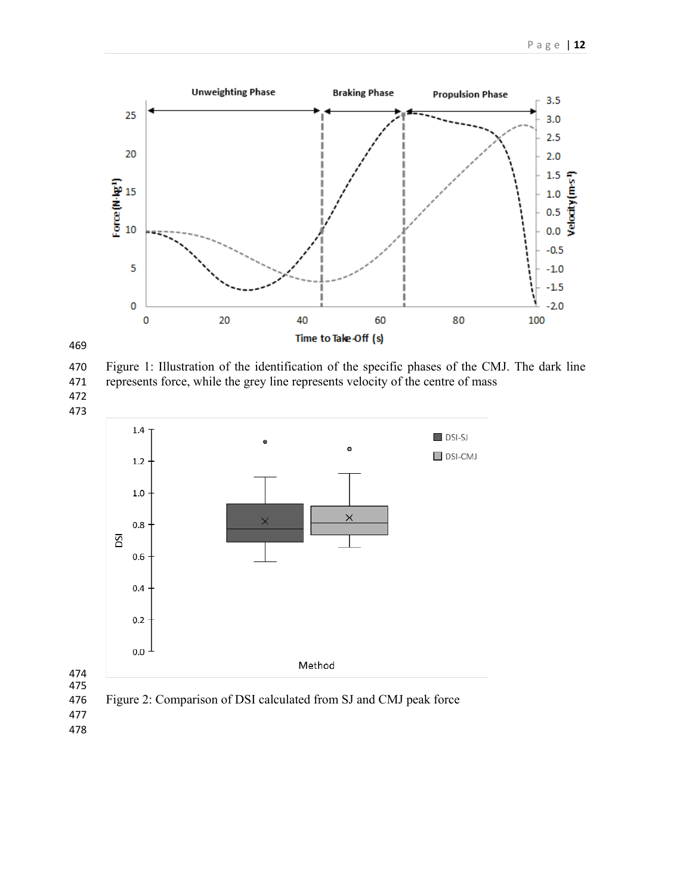Figure 1: Illustration of the identification of the specific phases of the CMJ. The dark line represents force, while the grey line represents velocity of the centre of mass

Figure 2: Comparison of DSI calculated from SJ and CMJ peak force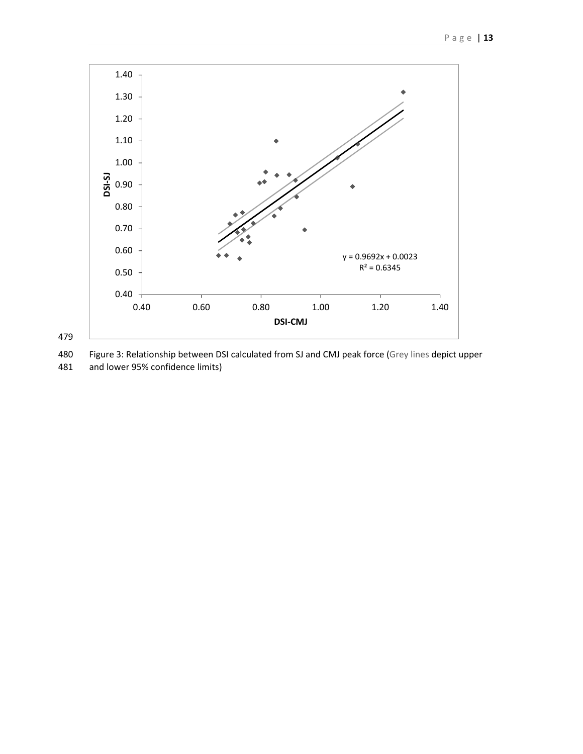1.40
1.30
1.20
1.10
1.00
0.90
0.80
0.70
0.60
0.50
0.40

DSI-SJ

0.40 0.60 0.80 1.00 1.20 1.40

DSI-CMJ

y = 0.9692x + 0.0023

$R^2$ = 0.6345

Figure 3: Relationship between DSI calculated from SJ and CMJ peak force (Grey lines depict upper and lower 95% confidence limits)